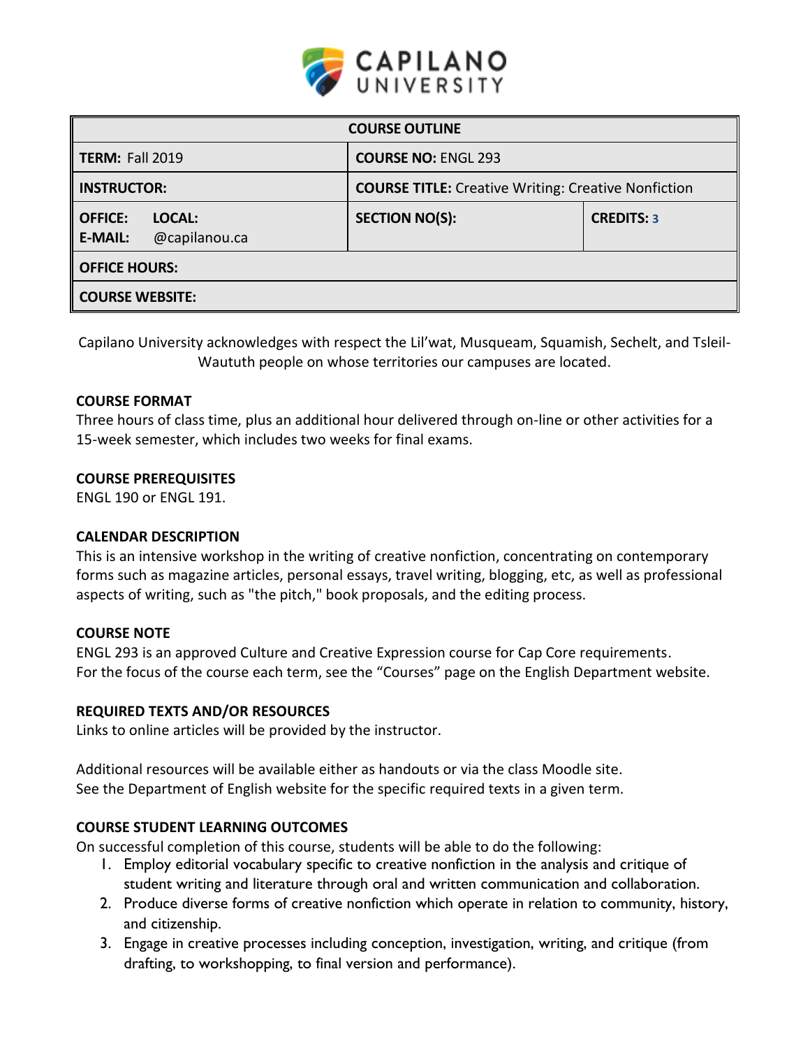**CAPILANO UNIVERSITY**

| COURSE OUTLINE | | |
| --- | --- | --- |
| **TERM:** Fall 2019 | **COURSE NO:** ENGL 293 | |
| **INSTRUCTOR:** | **COURSE TITLE:** Creative Writing: Creative Nonfiction | |
| **OFFICE:** **LOCAL:** **E-MAIL:** @capilanou.ca | **SECTION NO(S):** | **CREDITS:** 3 |
| **OFFICE HOURS:** | | |
| **COURSE WEBSITE:** | | |

Capilano University acknowledges with respect the Lil'wat, Musqueam, Squamish, Sechelt, and Tsleil-Waututh people on whose territories our campuses are located.

## COURSE FORMAT

Three hours of class time, plus an additional hour delivered through on-line or other activities for a 15-week semester, which includes two weeks for final exams.

## COURSE PREREQUISITES

ENGL 190 or ENGL 191.

## CALENDAR DESCRIPTION

This is an intensive workshop in the writing of creative nonfiction, concentrating on contemporary forms such as magazine articles, personal essays, travel writing, blogging, etc, as well as professional aspects of writing, such as "the pitch," book proposals, and the editing process.

## COURSE NOTE

ENGL 293 is an approved Culture and Creative Expression course for Cap Core requirements.
For the focus of the course each term, see the "Courses" page on the English Department website.

## REQUIRED TEXTS AND/OR RESOURCES

Links to online articles will be provided by the instructor.

Additional resources will be available either as handouts or via the class Moodle site.
See the Department of English website for the specific required texts in a given term.

## COURSE STUDENT LEARNING OUTCOMES

On successful completion of this course, students will be able to do the following:

1. Employ editorial vocabulary specific to creative nonfiction in the analysis and critique of student writing and literature through oral and written communication and collaboration.
2. Produce diverse forms of creative nonfiction which operate in relation to community, history, and citizenship.
3. Engage in creative processes including conception, investigation, writing, and critique (from drafting, to workshopping, to final version and performance).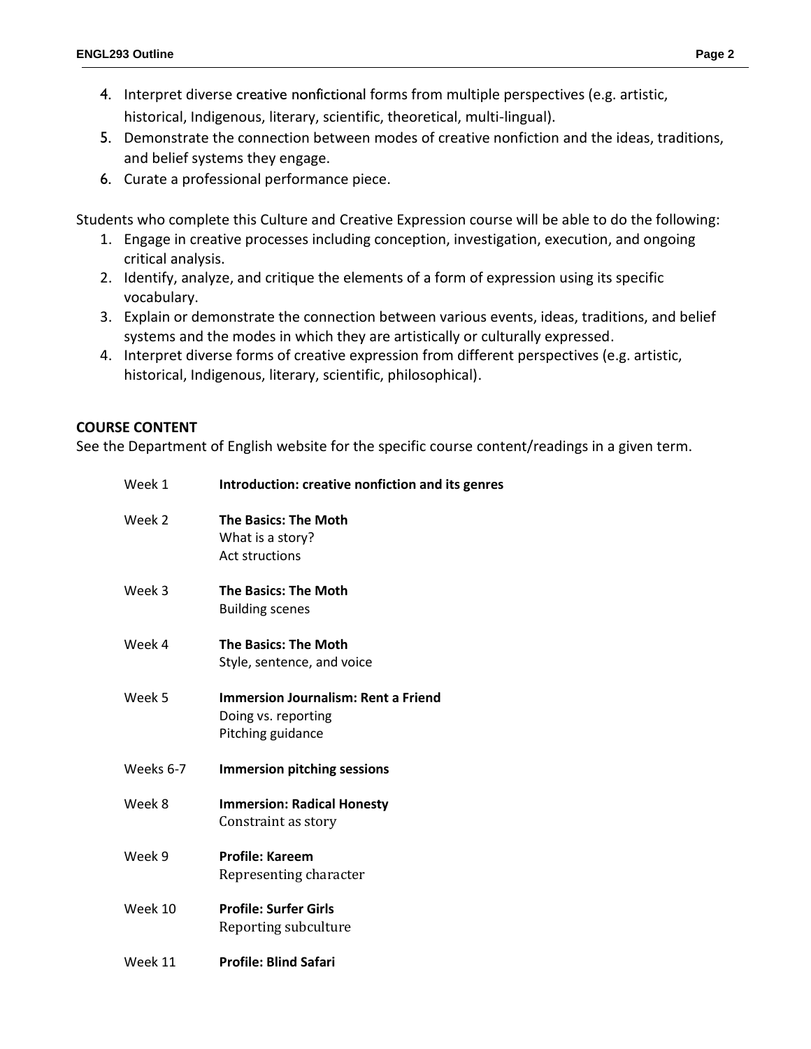4. Interpret diverse creative nonfictional forms from multiple perspectives (e.g. artistic, historical, Indigenous, literary, scientific, theoretical, multi-lingual).
5. Demonstrate the connection between modes of creative nonfiction and the ideas, traditions, and belief systems they engage.
6. Curate a professional performance piece.

Students who complete this Culture and Creative Expression course will be able to do the following:

1. Engage in creative processes including conception, investigation, execution, and ongoing critical analysis.
2. Identify, analyze, and critique the elements of a form of expression using its specific vocabulary.
3. Explain or demonstrate the connection between various events, ideas, traditions, and belief systems and the modes in which they are artistically or culturally expressed.
4. Interpret diverse forms of creative expression from different perspectives (e.g. artistic, historical, Indigenous, literary, scientific, philosophical).

## COURSE CONTENT

See the Department of English website for the specific course content/readings in a given term.

| | |
|---|---|
| Week 1 | **Introduction: creative nonfiction and its genres** |
| Week 2 | **The Basics: The Moth**<br>What is a story?<br>Act structions |
| Week 3 | **The Basics: The Moth**<br>Building scenes |
| Week 4 | **The Basics: The Moth**<br>Style, sentence, and voice |
| Week 5 | **Immersion Journalism: Rent a Friend**<br>Doing vs. reporting<br>Pitching guidance |
| Weeks 6-7 | **Immersion pitching sessions** |
| Week 8 | **Immersion: Radical Honesty**<br>Constraint as story |
| Week 9 | **Profile: Kareem**<br>Representing character |
| Week 10 | **Profile: Surfer Girls**<br>Reporting subculture |
| Week 11 | **Profile: Blind Safari** |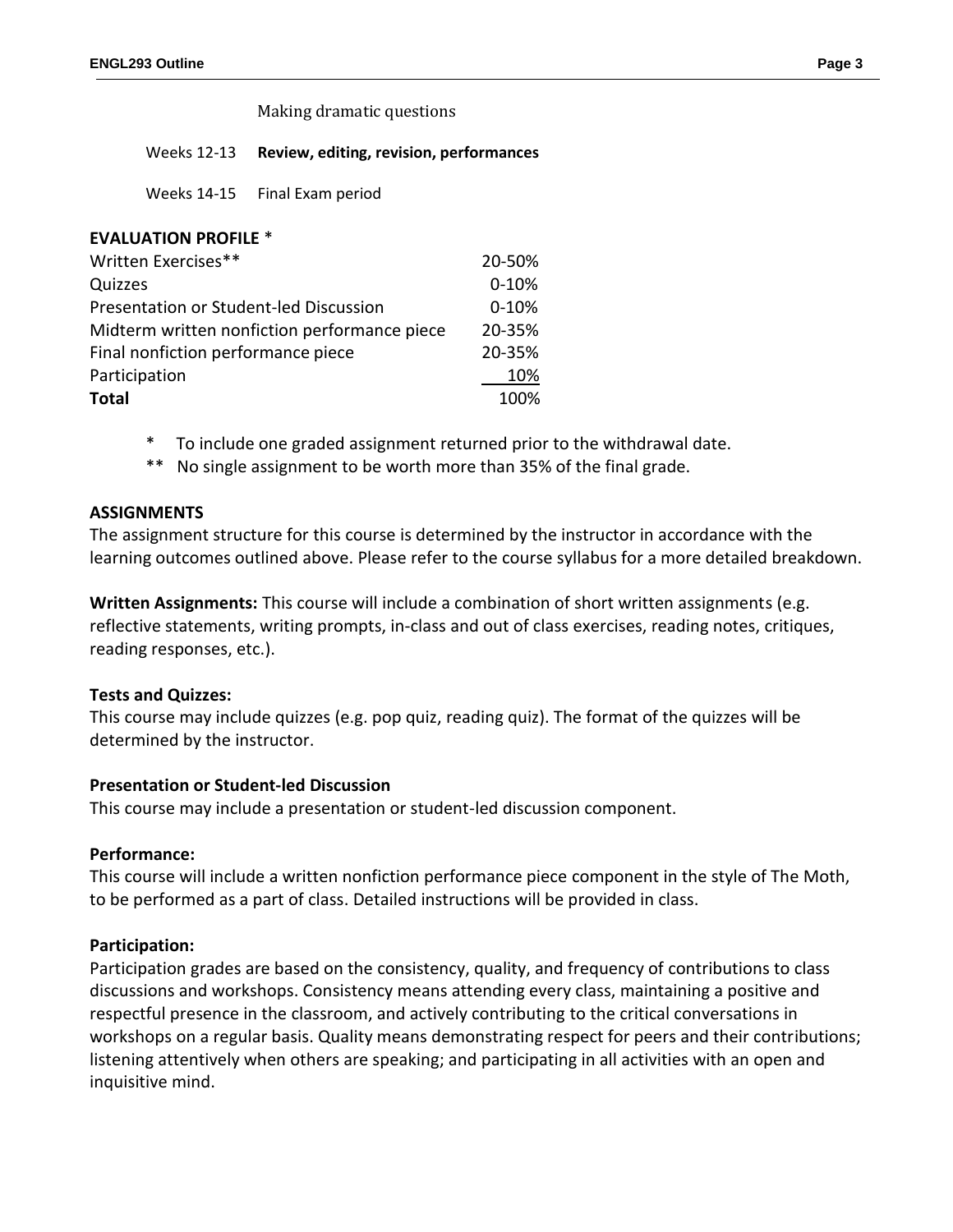Making dramatic questions

Weeks 12-13 **Review, editing, revision, performances**

Weeks 14-15 Final Exam period

**EVALUATION PROFILE** *

| Component | Weight |
| --- | --- |
| Written Exercises** | 20-50% |
| Quizzes | 0-10% |
| Presentation or Student-led Discussion | 0-10% |
| Midterm written nonfiction performance piece | 20-35% |
| Final nonfiction performance piece | 20-35% |
| Participation | 10% |
| **Total** | 100% |

\* To include one graded assignment returned prior to the withdrawal date.

** No single assignment to be worth more than 35% of the final grade.

**ASSIGNMENTS**

The assignment structure for this course is determined by the instructor in accordance with the learning outcomes outlined above. Please refer to the course syllabus for a more detailed breakdown.

**Written Assignments:** This course will include a combination of short written assignments (e.g. reflective statements, writing prompts, in-class and out of class exercises, reading notes, critiques, reading responses, etc.).

**Tests and Quizzes:**

This course may include quizzes (e.g. pop quiz, reading quiz). The format of the quizzes will be determined by the instructor.

**Presentation or Student-led Discussion**

This course may include a presentation or student-led discussion component.

**Performance:**

This course will include a written nonfiction performance piece component in the style of The Moth, to be performed as a part of class. Detailed instructions will be provided in class.

**Participation:**

Participation grades are based on the consistency, quality, and frequency of contributions to class discussions and workshops. Consistency means attending every class, maintaining a positive and respectful presence in the classroom, and actively contributing to the critical conversations in workshops on a regular basis. Quality means demonstrating respect for peers and their contributions; listening attentively when others are speaking; and participating in all activities with an open and inquisitive mind.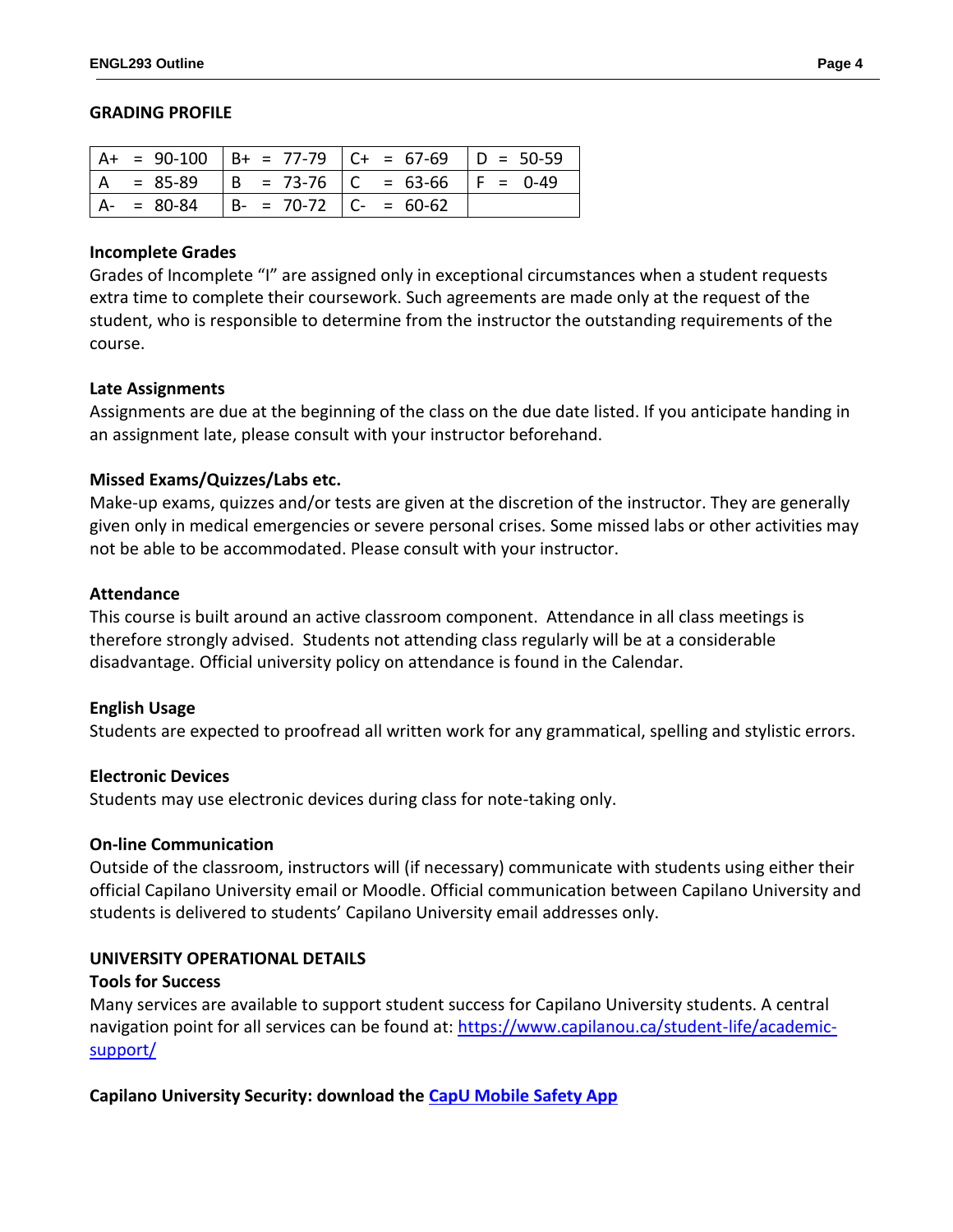## GRADING PROFILE

| | | | |
|---|---|---|---|
| A+ = 90-100 | B+ = 77-79 | C+ = 67-69 | D = 50-59 |
| A = 85-89 | B = 73-76 | C = 63-66 | F = 0-49 |
| A- = 80-84 | B- = 70-72 | C- = 60-62 | |

### Incomplete Grades

Grades of Incomplete "I" are assigned only in exceptional circumstances when a student requests extra time to complete their coursework. Such agreements are made only at the request of the student, who is responsible to determine from the instructor the outstanding requirements of the course.

### Late Assignments

Assignments are due at the beginning of the class on the due date listed. If you anticipate handing in an assignment late, please consult with your instructor beforehand.

### Missed Exams/Quizzes/Labs etc.

Make-up exams, quizzes and/or tests are given at the discretion of the instructor. They are generally given only in medical emergencies or severe personal crises. Some missed labs or other activities may not be able to be accommodated. Please consult with your instructor.

### Attendance

This course is built around an active classroom component. Attendance in all class meetings is therefore strongly advised. Students not attending class regularly will be at a considerable disadvantage. Official university policy on attendance is found in the Calendar.

### English Usage

Students are expected to proofread all written work for any grammatical, spelling and stylistic errors.

### Electronic Devices

Students may use electronic devices during class for note-taking only.

### On-line Communication

Outside of the classroom, instructors will (if necessary) communicate with students using either their official Capilano University email or Moodle. Official communication between Capilano University and students is delivered to students' Capilano University email addresses only.

## UNIVERSITY OPERATIONAL DETAILS

### Tools for Success

Many services are available to support student success for Capilano University students. A central navigation point for all services can be found at: [https://www.capilanou.ca/student-life/academic-support/](https://www.capilanou.ca/student-life/academic-support/)

**Capilano University Security: download the CapU Mobile Safety App**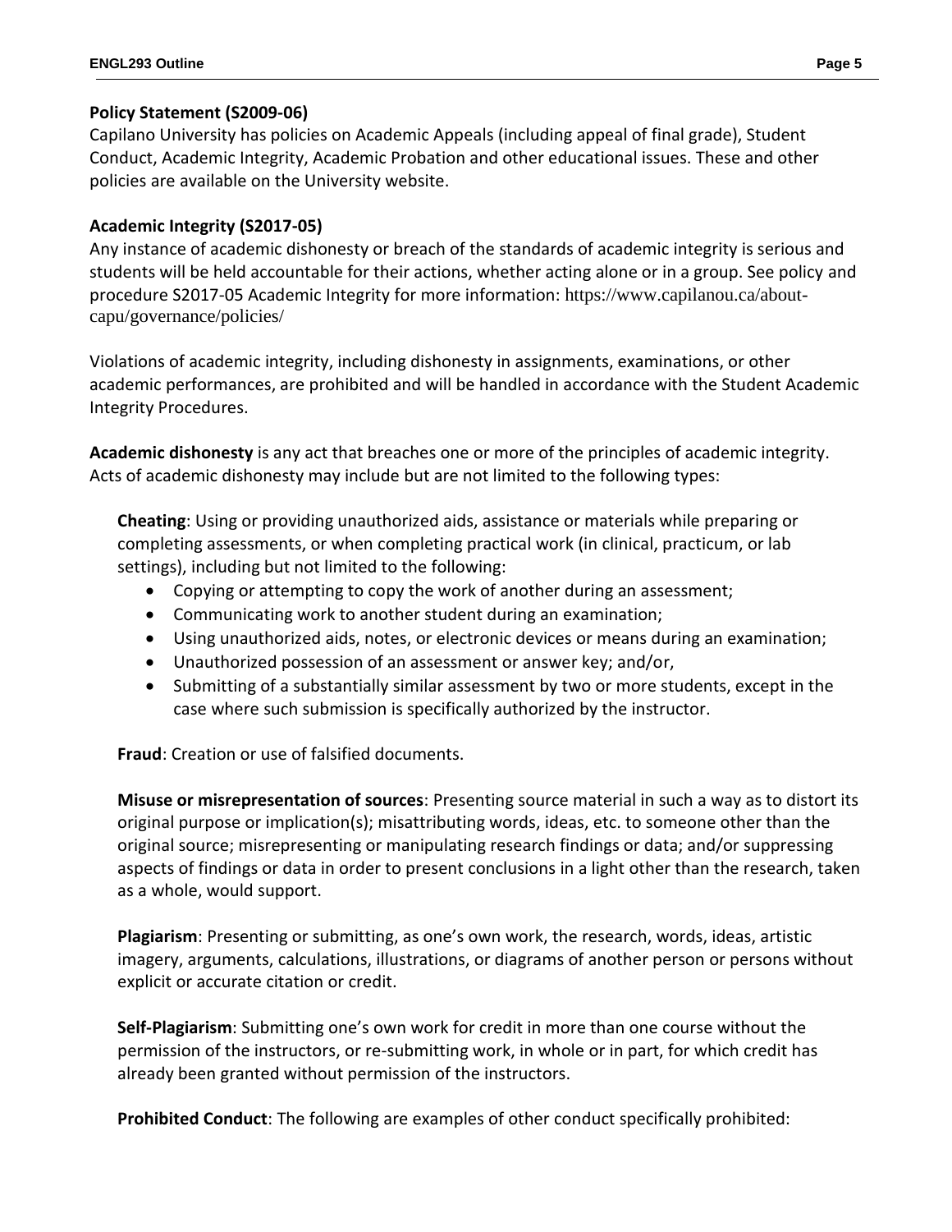**Policy Statement (S2009-06)**
Capilano University has policies on Academic Appeals (including appeal of final grade), Student Conduct, Academic Integrity, Academic Probation and other educational issues. These and other policies are available on the University website.

**Academic Integrity (S2017-05)**
Any instance of academic dishonesty or breach of the standards of academic integrity is serious and students will be held accountable for their actions, whether acting alone or in a group. See policy and procedure S2017-05 Academic Integrity for more information: https://www.capilanou.ca/about-capu/governance/policies/

Violations of academic integrity, including dishonesty in assignments, examinations, or other academic performances, are prohibited and will be handled in accordance with the Student Academic Integrity Procedures.

**Academic dishonesty** is any act that breaches one or more of the principles of academic integrity. Acts of academic dishonesty may include but are not limited to the following types:

**Cheating**: Using or providing unauthorized aids, assistance or materials while preparing or completing assessments, or when completing practical work (in clinical, practicum, or lab settings), including but not limited to the following:

- Copying or attempting to copy the work of another during an assessment;
- Communicating work to another student during an examination;
- Using unauthorized aids, notes, or electronic devices or means during an examination;
- Unauthorized possession of an assessment or answer key; and/or,
- Submitting of a substantially similar assessment by two or more students, except in the case where such submission is specifically authorized by the instructor.

**Fraud**: Creation or use of falsified documents.

**Misuse or misrepresentation of sources**: Presenting source material in such a way as to distort its original purpose or implication(s); misattributing words, ideas, etc. to someone other than the original source; misrepresenting or manipulating research findings or data; and/or suppressing aspects of findings or data in order to present conclusions in a light other than the research, taken as a whole, would support.

**Plagiarism**: Presenting or submitting, as one's own work, the research, words, ideas, artistic imagery, arguments, calculations, illustrations, or diagrams of another person or persons without explicit or accurate citation or credit.

**Self-Plagiarism**: Submitting one's own work for credit in more than one course without the permission of the instructors, or re-submitting work, in whole or in part, for which credit has already been granted without permission of the instructors.

**Prohibited Conduct**: The following are examples of other conduct specifically prohibited: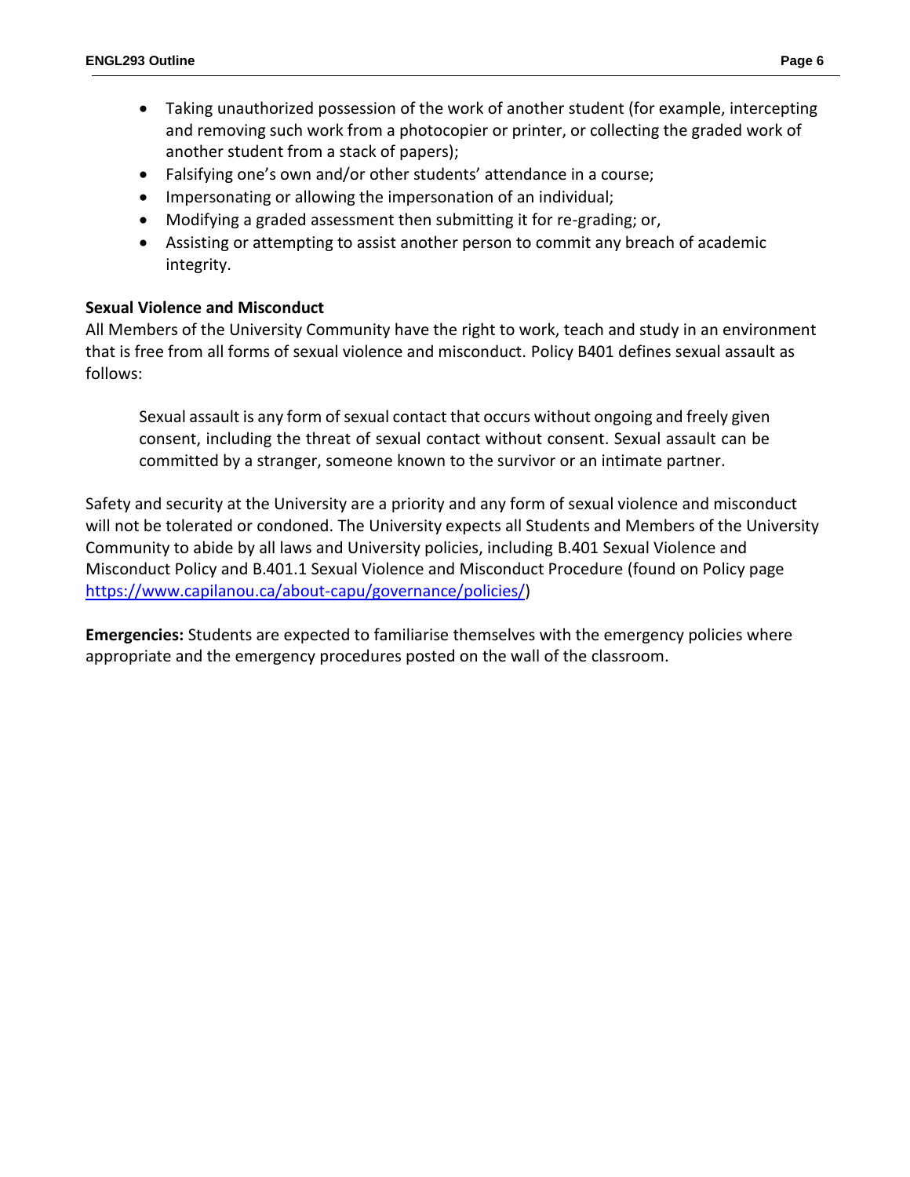- Taking unauthorized possession of the work of another student (for example, intercepting and removing such work from a photocopier or printer, or collecting the graded work of another student from a stack of papers);
- Falsifying one's own and/or other students' attendance in a course;
- Impersonating or allowing the impersonation of an individual;
- Modifying a graded assessment then submitting it for re-grading; or,
- Assisting or attempting to assist another person to commit any breach of academic integrity.

**Sexual Violence and Misconduct**

All Members of the University Community have the right to work, teach and study in an environment that is free from all forms of sexual violence and misconduct. Policy B401 defines sexual assault as follows:

> Sexual assault is any form of sexual contact that occurs without ongoing and freely given consent, including the threat of sexual contact without consent. Sexual assault can be committed by a stranger, someone known to the survivor or an intimate partner.

Safety and security at the University are a priority and any form of sexual violence and misconduct will not be tolerated or condoned. The University expects all Students and Members of the University Community to abide by all laws and University policies, including B.401 Sexual Violence and Misconduct Policy and B.401.1 Sexual Violence and Misconduct Procedure (found on Policy page https://www.capilanou.ca/about-capu/governance/policies/)

**Emergencies:** Students are expected to familiarise themselves with the emergency policies where appropriate and the emergency procedures posted on the wall of the classroom.